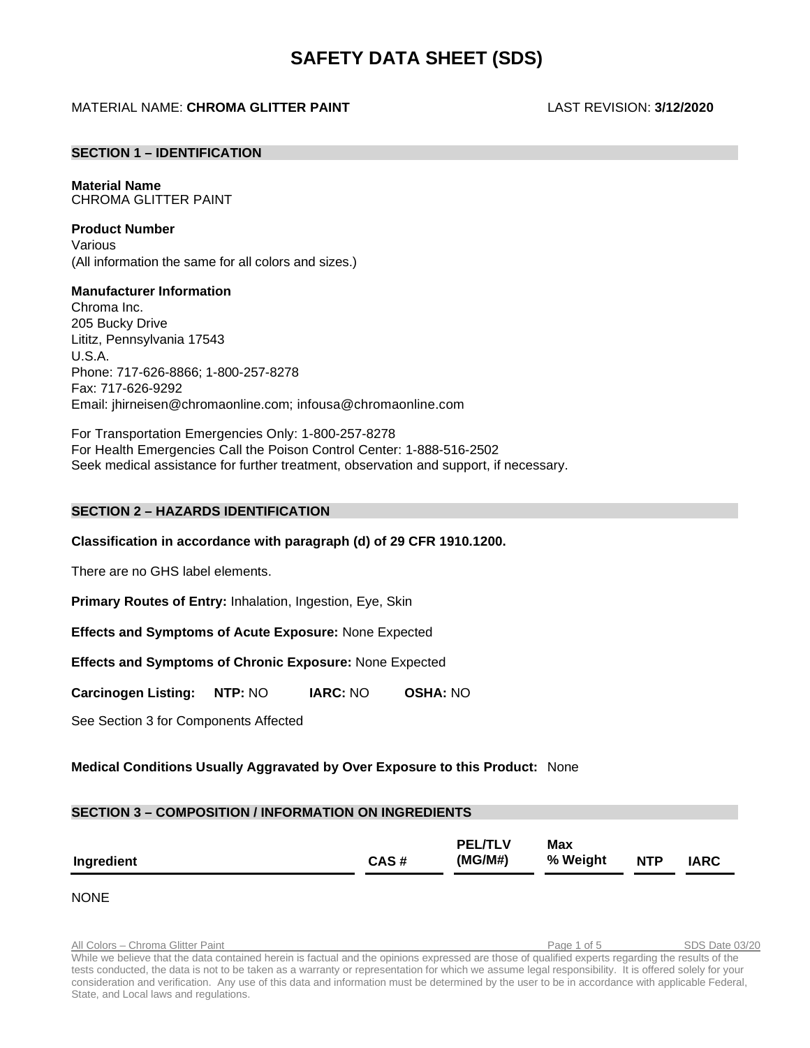# SAFETY DATA SHEET (SDS)

MATERIAL NAME: **CHROMA GLITTER PAINT** LAST REVISION: **3/12/2020**

## SECTION 1 – IDENTIFICATION

**Material Name**
CHROMA GLITTER PAINT

**Product Number**
Various
(All information the same for all colors and sizes.)

**Manufacturer Information**
Chroma Inc.
205 Bucky Drive
Lititz, Pennsylvania 17543
U.S.A.
Phone: 717-626-8866; 1-800-257-8278
Fax: 717-626-9292
Email: jhirneisen@chromaonline.com; infousa@chromaonline.com

For Transportation Emergencies Only: 1-800-257-8278
For Health Emergencies Call the Poison Control Center: 1-888-516-2502
Seek medical assistance for further treatment, observation and support, if necessary.

## SECTION 2 – HAZARDS IDENTIFICATION

**Classification in accordance with paragraph (d) of 29 CFR 1910.1200.**

There are no GHS label elements.

**Primary Routes of Entry:** Inhalation, Ingestion, Eye, Skin

**Effects and Symptoms of Acute Exposure:** None Expected

**Effects and Symptoms of Chronic Exposure:** None Expected

**Carcinogen Listing:** **NTP:** NO **IARC:** NO **OSHA:** NO

See Section 3 for Components Affected

**Medical Conditions Usually Aggravated by Over Exposure to this Product:** None

## SECTION 3 – COMPOSITION / INFORMATION ON INGREDIENTS

| Ingredient | CAS # | PEL/TLV (MG/M#) | Max % Weight | NTP | IARC |
|---|---|---|---|---|---|

NONE

While we believe that the data contained herein is factual and the opinions expressed are those of qualified experts regarding the results of the tests conducted, the data is not to be taken as a warranty or representation for which we assume legal responsibility. It is offered solely for your consideration and verification. Any use of this data and information must be determined by the user to be in accordance with applicable Federal, State, and Local laws and regulations.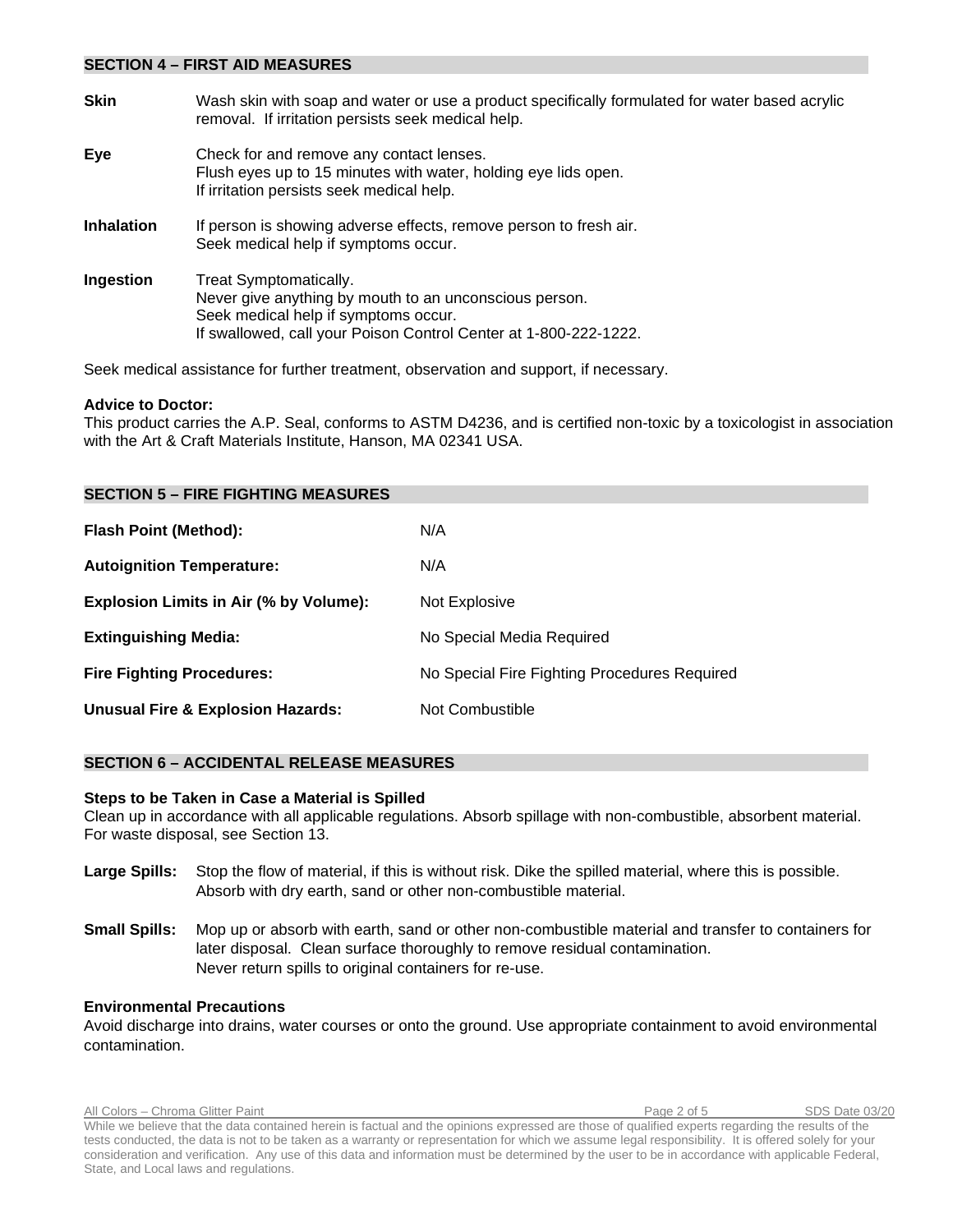## SECTION 4 – FIRST AID MEASURES

**Skin** Wash skin with soap and water or use a product specifically formulated for water based acrylic removal. If irritation persists seek medical help.

**Eye** Check for and remove any contact lenses.
Flush eyes up to 15 minutes with water, holding eye lids open.
If irritation persists seek medical help.

**Inhalation** If person is showing adverse effects, remove person to fresh air.
Seek medical help if symptoms occur.

**Ingestion** Treat Symptomatically.
Never give anything by mouth to an unconscious person.
Seek medical help if symptoms occur.
If swallowed, call your Poison Control Center at 1-800-222-1222.

Seek medical assistance for further treatment, observation and support, if necessary.

**Advice to Doctor:**
This product carries the A.P. Seal, conforms to ASTM D4236, and is certified non-toxic by a toxicologist in association with the Art & Craft Materials Institute, Hanson, MA 02341 USA.

## SECTION 5 – FIRE FIGHTING MEASURES

| | |
|---|---|
| **Flash Point (Method):** | N/A |
| **Autoignition Temperature:** | N/A |
| **Explosion Limits in Air (% by Volume):** | Not Explosive |
| **Extinguishing Media:** | No Special Media Required |
| **Fire Fighting Procedures:** | No Special Fire Fighting Procedures Required |
| **Unusual Fire & Explosion Hazards:** | Not Combustible |

## SECTION 6 – ACCIDENTAL RELEASE MEASURES

**Steps to be Taken in Case a Material is Spilled**
Clean up in accordance with all applicable regulations. Absorb spillage with non-combustible, absorbent material. For waste disposal, see Section 13.

**Large Spills:** Stop the flow of material, if this is without risk. Dike the spilled material, where this is possible. Absorb with dry earth, sand or other non-combustible material.

**Small Spills:** Mop up or absorb with earth, sand or other non-combustible material and transfer to containers for later disposal. Clean surface thoroughly to remove residual contamination.
Never return spills to original containers for re-use.

**Environmental Precautions**
Avoid discharge into drains, water courses or onto the ground. Use appropriate containment to avoid environmental contamination.

While we believe that the data contained herein is factual and the opinions expressed are those of qualified experts regarding the results of the tests conducted, the data is not to be taken as a warranty or representation for which we assume legal responsibility. It is offered solely for your consideration and verification. Any use of this data and information must be determined by the user to be in accordance with applicable Federal, State, and Local laws and regulations.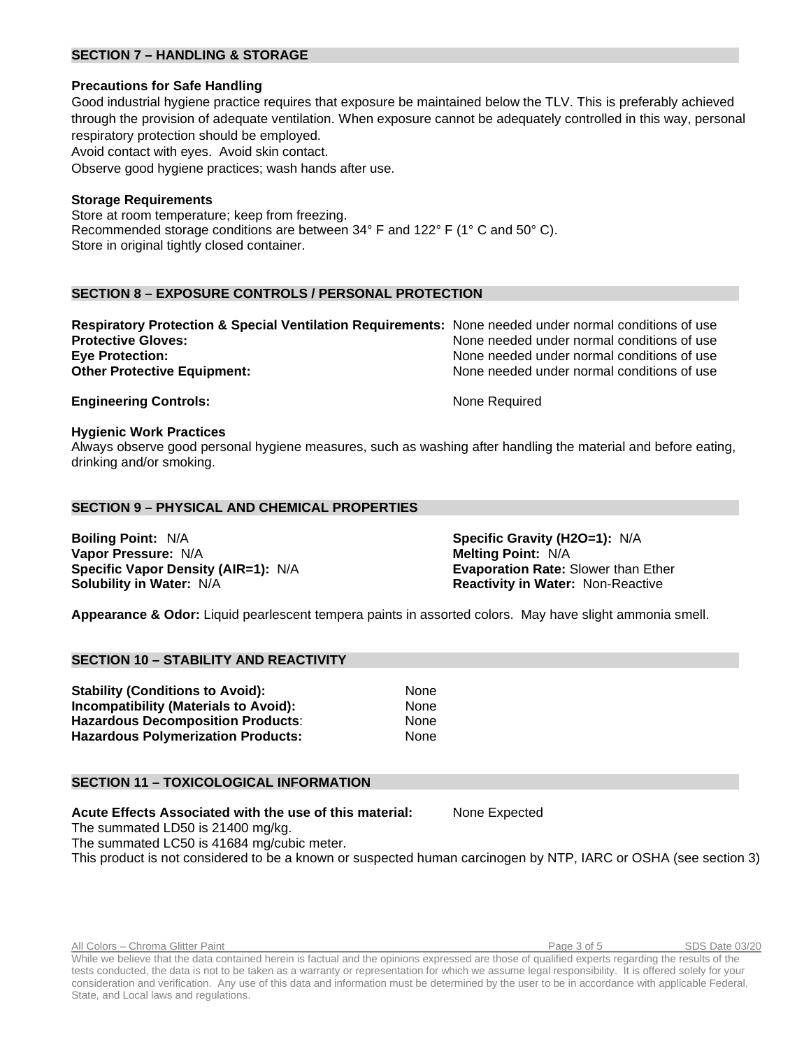## SECTION 7 – HANDLING & STORAGE

**Precautions for Safe Handling**

Good industrial hygiene practice requires that exposure be maintained below the TLV. This is preferably achieved through the provision of adequate ventilation. When exposure cannot be adequately controlled in this way, personal respiratory protection should be employed.

Avoid contact with eyes. Avoid skin contact.

Observe good hygiene practices; wash hands after use.

**Storage Requirements**

Store at room temperature; keep from freezing.

Recommended storage conditions are between 34° F and 122° F (1° C and 50° C).

Store in original tightly closed container.

## SECTION 8 – EXPOSURE CONTROLS / PERSONAL PROTECTION

**Respiratory Protection & Special Ventilation Requirements:** None needed under normal conditions of use

**Protective Gloves:** None needed under normal conditions of use

**Eye Protection:** None needed under normal conditions of use

**Other Protective Equipment:** None needed under normal conditions of use

**Engineering Controls:** None Required

**Hygienic Work Practices**

Always observe good personal hygiene measures, such as washing after handling the material and before eating, drinking and/or smoking.

## SECTION 9 – PHYSICAL AND CHEMICAL PROPERTIES

**Boiling Point:** N/A

**Vapor Pressure:** N/A

**Specific Vapor Density (AIR=1):** N/A

**Solubility in Water:** N/A

**Specific Gravity (H2O=1):** N/A

**Melting Point:** N/A

**Evaporation Rate:** Slower than Ether

**Reactivity in Water:** Non-Reactive

**Appearance & Odor:** Liquid pearlescent tempera paints in assorted colors. May have slight ammonia smell.

## SECTION 10 – STABILITY AND REACTIVITY

**Stability (Conditions to Avoid):** None

**Incompatibility (Materials to Avoid):** None

**Hazardous Decomposition Products:** None

**Hazardous Polymerization Products:** None

## SECTION 11 – TOXICOLOGICAL INFORMATION

**Acute Effects Associated with the use of this material:** None Expected

The summated LD50 is 21400 mg/kg.

The summated LC50 is 41684 mg/cubic meter.

This product is not considered to be a known or suspected human carcinogen by NTP, IARC or OSHA (see section 3)

While we believe that the data contained herein is factual and the opinions expressed are those of qualified experts regarding the results of the tests conducted, the data is not to be taken as a warranty or representation for which we assume legal responsibility. It is offered solely for your consideration and verification. Any use of this data and information must be determined by the user to be in accordance with applicable Federal, State, and Local laws and regulations.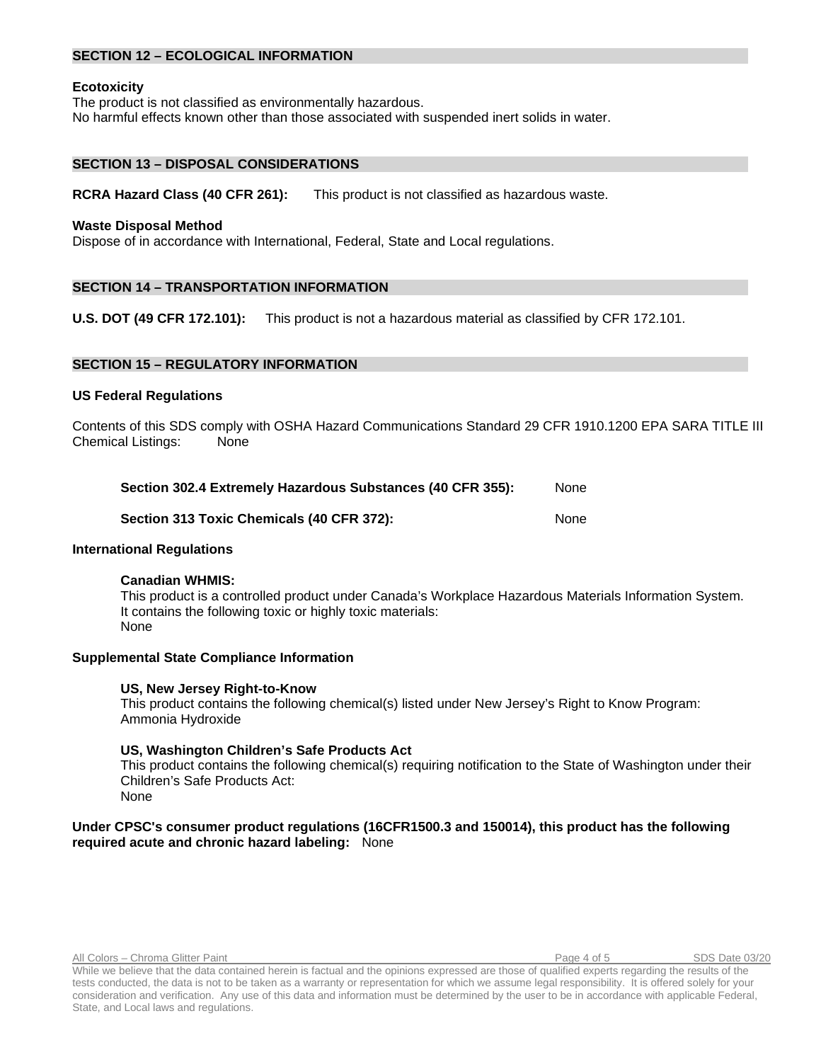## SECTION 12 – ECOLOGICAL INFORMATION

**Ecotoxicity**

The product is not classified as environmentally hazardous.
No harmful effects known other than those associated with suspended inert solids in water.

## SECTION 13 – DISPOSAL CONSIDERATIONS

**RCRA Hazard Class (40 CFR 261):** This product is not classified as hazardous waste.

**Waste Disposal Method**

Dispose of in accordance with International, Federal, State and Local regulations.

## SECTION 14 – TRANSPORTATION INFORMATION

**U.S. DOT (49 CFR 172.101):** This product is not a hazardous material as classified by CFR 172.101.

## SECTION 15 – REGULATORY INFORMATION

**US Federal Regulations**

Contents of this SDS comply with OSHA Hazard Communications Standard 29 CFR 1910.1200 EPA SARA TITLE III Chemical Listings: None

**Section 302.4 Extremely Hazardous Substances (40 CFR 355):** None

**Section 313 Toxic Chemicals (40 CFR 372):** None

**International Regulations**

**Canadian WHMIS:**

This product is a controlled product under Canada's Workplace Hazardous Materials Information System.
It contains the following toxic or highly toxic materials:
None

**Supplemental State Compliance Information**

**US, New Jersey Right-to-Know**

This product contains the following chemical(s) listed under New Jersey's Right to Know Program:
Ammonia Hydroxide

**US, Washington Children's Safe Products Act**

This product contains the following chemical(s) requiring notification to the State of Washington under their Children's Safe Products Act:
None

**Under CPSC's consumer product regulations (16CFR1500.3 and 150014), this product has the following required acute and chronic hazard labeling:** None

While we believe that the data contained herein is factual and the opinions expressed are those of qualified experts regarding the results of the tests conducted, the data is not to be taken as a warranty or representation for which we assume legal responsibility. It is offered solely for your consideration and verification. Any use of this data and information must be determined by the user to be in accordance with applicable Federal, State, and Local laws and regulations.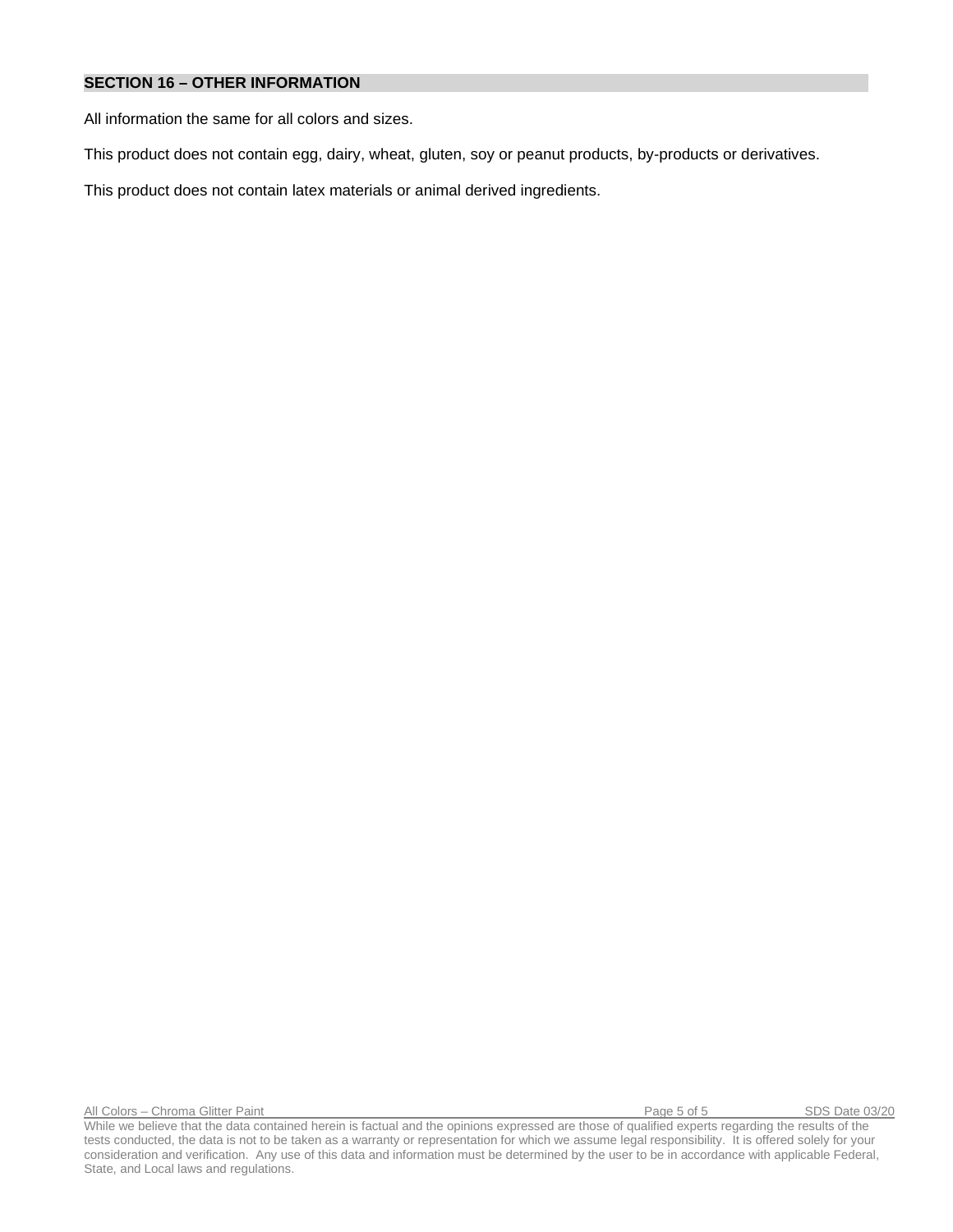## SECTION 16 – OTHER INFORMATION

All information the same for all colors and sizes.

This product does not contain egg, dairy, wheat, gluten, soy or peanut products, by-products or derivatives.

This product does not contain latex materials or animal derived ingredients.

While we believe that the data contained herein is factual and the opinions expressed are those of qualified experts regarding the results of the tests conducted, the data is not to be taken as a warranty or representation for which we assume legal responsibility. It is offered solely for your consideration and verification. Any use of this data and information must be determined by the user to be in accordance with applicable Federal, State, and Local laws and regulations.